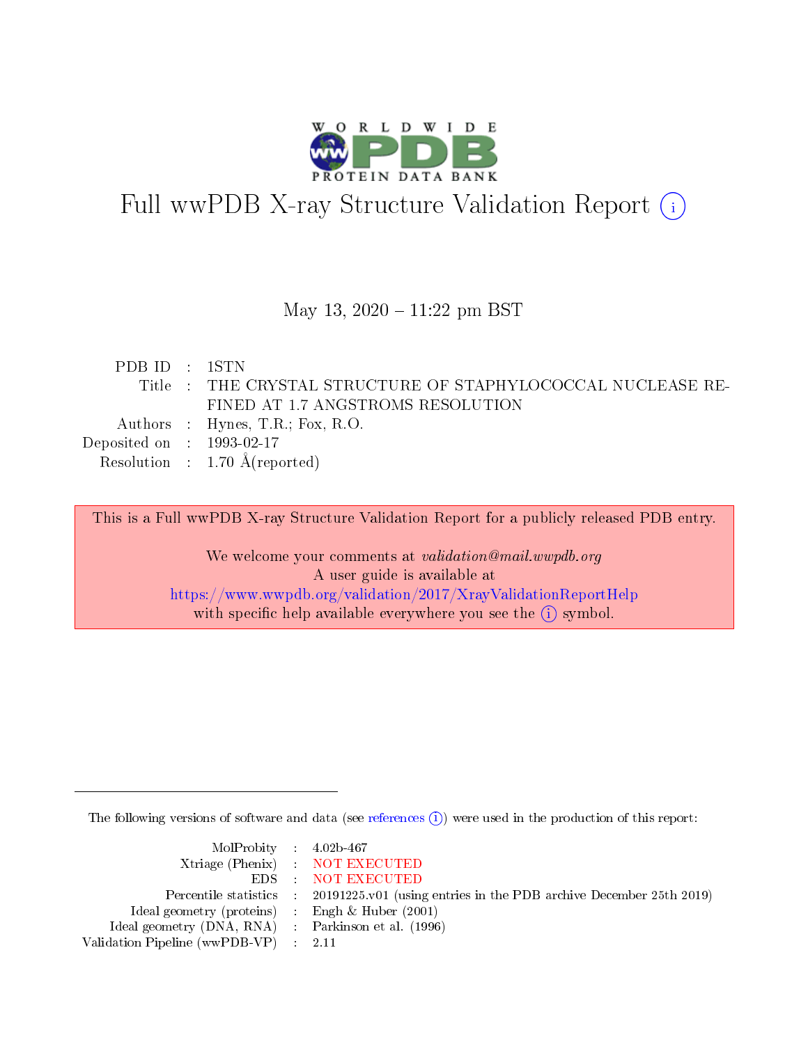# Full wwPDB X-ray Structure Validation Report (i)

May 13, 2020 – 11:22 pm BST

| | | |
|---|---|---|
| PDB ID | : | 1STN |
| Title | : | THE CRYSTAL STRUCTURE OF STAPHYLOCOCCAL NUCLEASE REFINED AT 1.7 ANGSTROMS RESOLUTION |
| Authors | : | Hynes, T.R.; Fox, R.O. |
| Deposited on | : | 1993-02-17 |
| Resolution | : | 1.70 Å(reported) |

This is a Full wwPDB X-ray Structure Validation Report for a publicly released PDB entry.

We welcome your comments at *validation@mail.wwpdb.org*
A user guide is available at
https://www.wwpdb.org/validation/2017/XrayValidationReportHelp
with specific help available everywhere you see the (i) symbol.

---

The following versions of software and data (see references (i)) were used in the production of this report:

| | | |
|---|---|---|
| MolProbity | : | 4.02b-467 |
| Xtriage (Phenix) | : | NOT EXECUTED |
| EDS | : | NOT EXECUTED |
| Percentile statistics | : | 20191225.v01 (using entries in the PDB archive December 25th 2019) |
| Ideal geometry (proteins) | : | Engh & Huber (2001) |
| Ideal geometry (DNA, RNA) | : | Parkinson et al. (1996) |
| Validation Pipeline (wwPDB-VP) | : | 2.11 |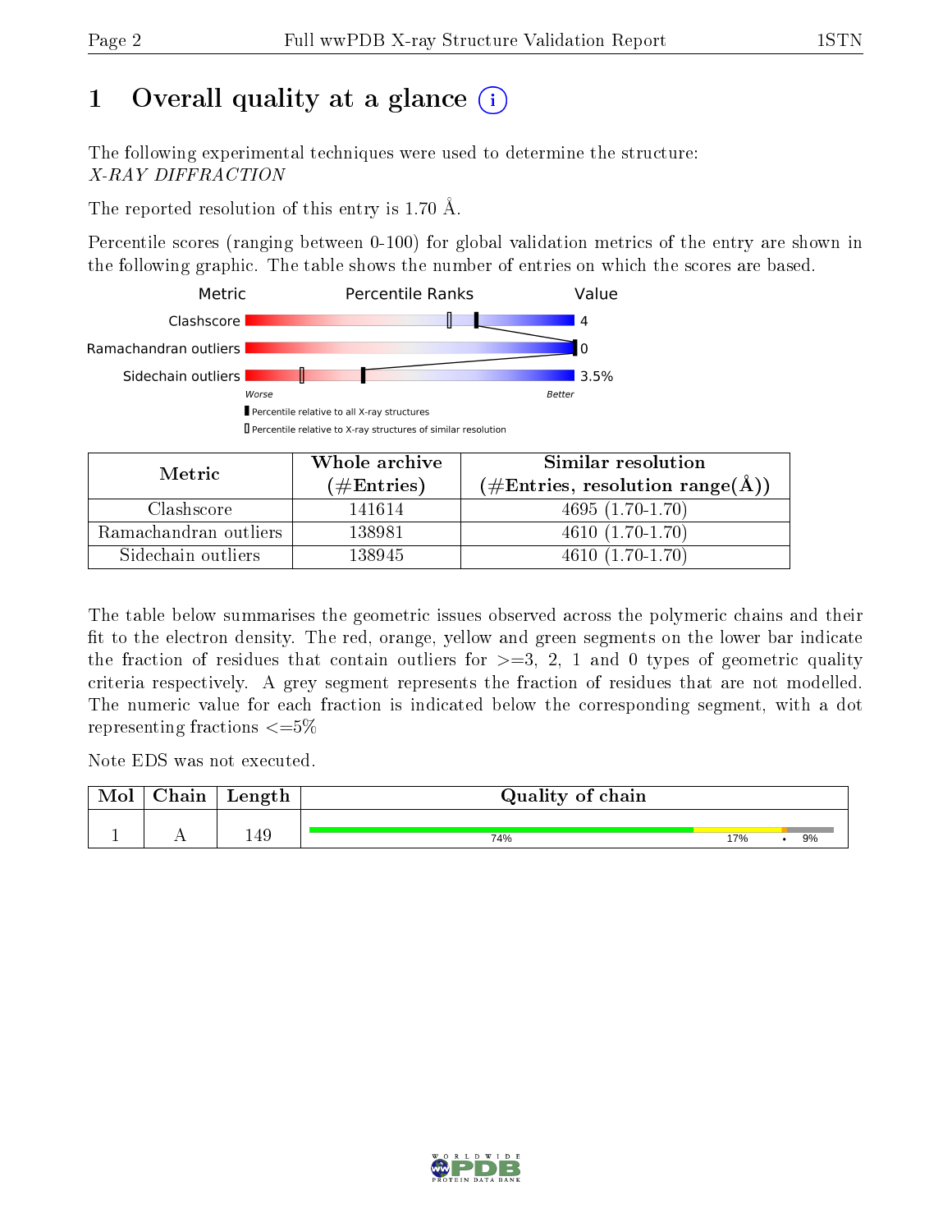# 1 Overall quality at a glance

The following experimental techniques were used to determine the structure:
*X-RAY DIFFRACTION*

The reported resolution of this entry is 1.70 Å.

Percentile scores (ranging between 0-100) for global validation metrics of the entry are shown in the following graphic. The table shows the number of entries on which the scores are based.

| Metric | Percentile Ranks | Value |
|---|---|---|
| Clashscore | | 4 |
| Ramachandran outliers | | 0 |
| Sidechain outliers | | 3.5% |

Worse — Better

▌Percentile relative to all X-ray structures
▯Percentile relative to X-ray structures of similar resolution

| Metric | Whole archive (#Entries) | Similar resolution (#Entries, resolution range(Å)) |
|---|---|---|
| Clashscore | 141614 | 4695 (1.70-1.70) |
| Ramachandran outliers | 138981 | 4610 (1.70-1.70) |
| Sidechain outliers | 138945 | 4610 (1.70-1.70) |

The table below summarises the geometric issues observed across the polymeric chains and their fit to the electron density. The red, orange, yellow and green segments on the lower bar indicate the fraction of residues that contain outliers for >=3, 2, 1 and 0 types of geometric quality criteria respectively. A grey segment represents the fraction of residues that are not modelled. The numeric value for each fraction is indicated below the corresponding segment, with a dot representing fractions <=5%

Note EDS was not executed.

| Mol | Chain | Length | Quality of chain |
|---|---|---|---|
| 1 | A | 149 | 74% 17% • 9% |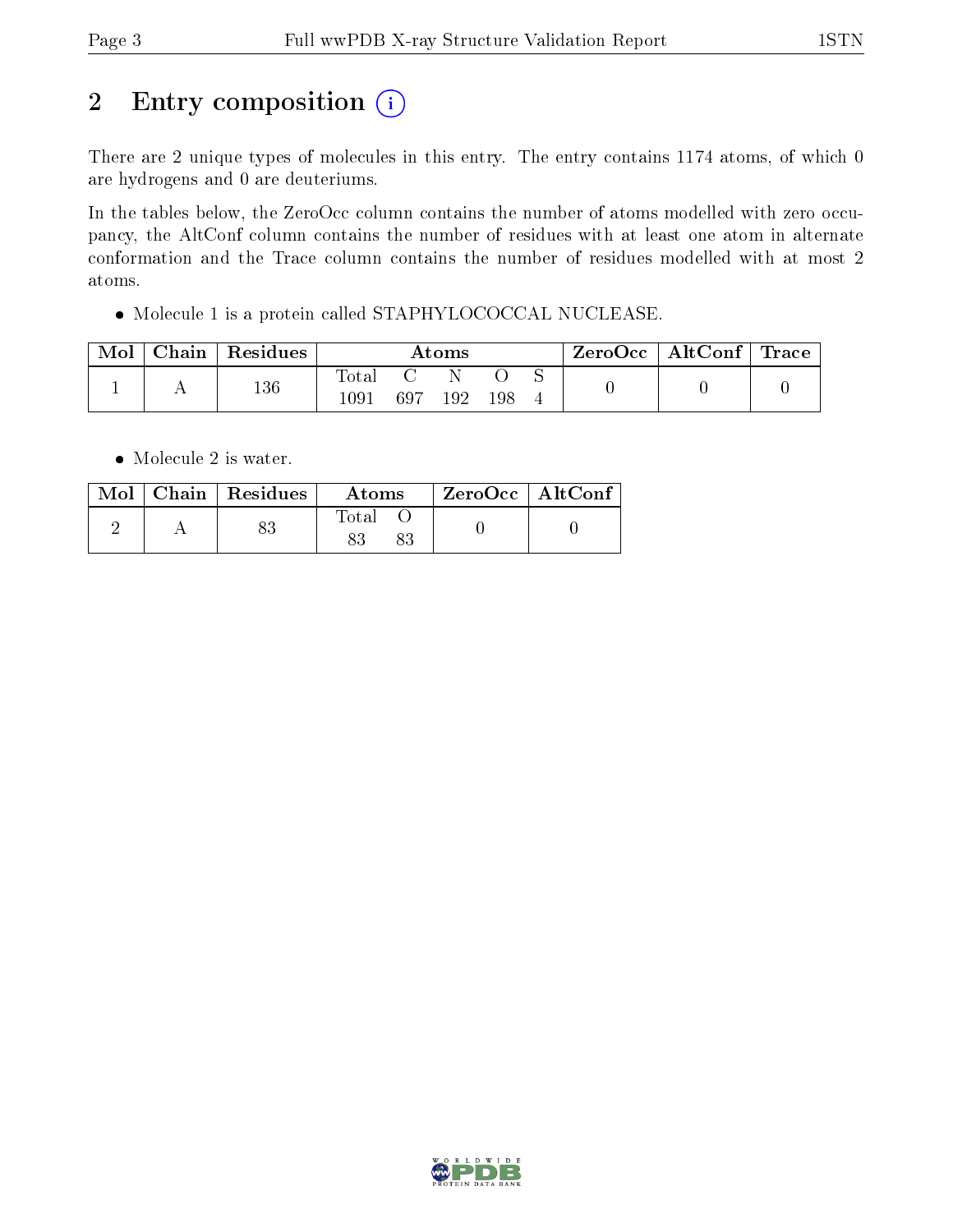## 2 Entry composition

There are 2 unique types of molecules in this entry. The entry contains 1174 atoms, of which 0 are hydrogens and 0 are deuteriums.

In the tables below, the ZeroOcc column contains the number of atoms modelled with zero occupancy, the AltConf column contains the number of residues with at least one atom in alternate conformation and the Trace column contains the number of residues modelled with at most 2 atoms.

- Molecule 1 is a protein called STAPHYLOCOCCAL NUCLEASE.

| Mol | Chain | Residues | Atoms | | | | | ZeroOcc | AltConf | Trace |
|---|---|---|---|---|---|---|---|---|---|---|
| | | | Total | C | N | O | S | | | |
| 1 | A | 136 | 1091 | 697 | 192 | 198 | 4 | 0 | 0 | 0 |

- Molecule 2 is water.

| Mol | Chain | Residues | Atoms | | ZeroOcc | AltConf |
|---|---|---|---|---|---|---|
| | | | Total | O | | |
| 2 | A | 83 | 83 | 83 | 0 | 0 |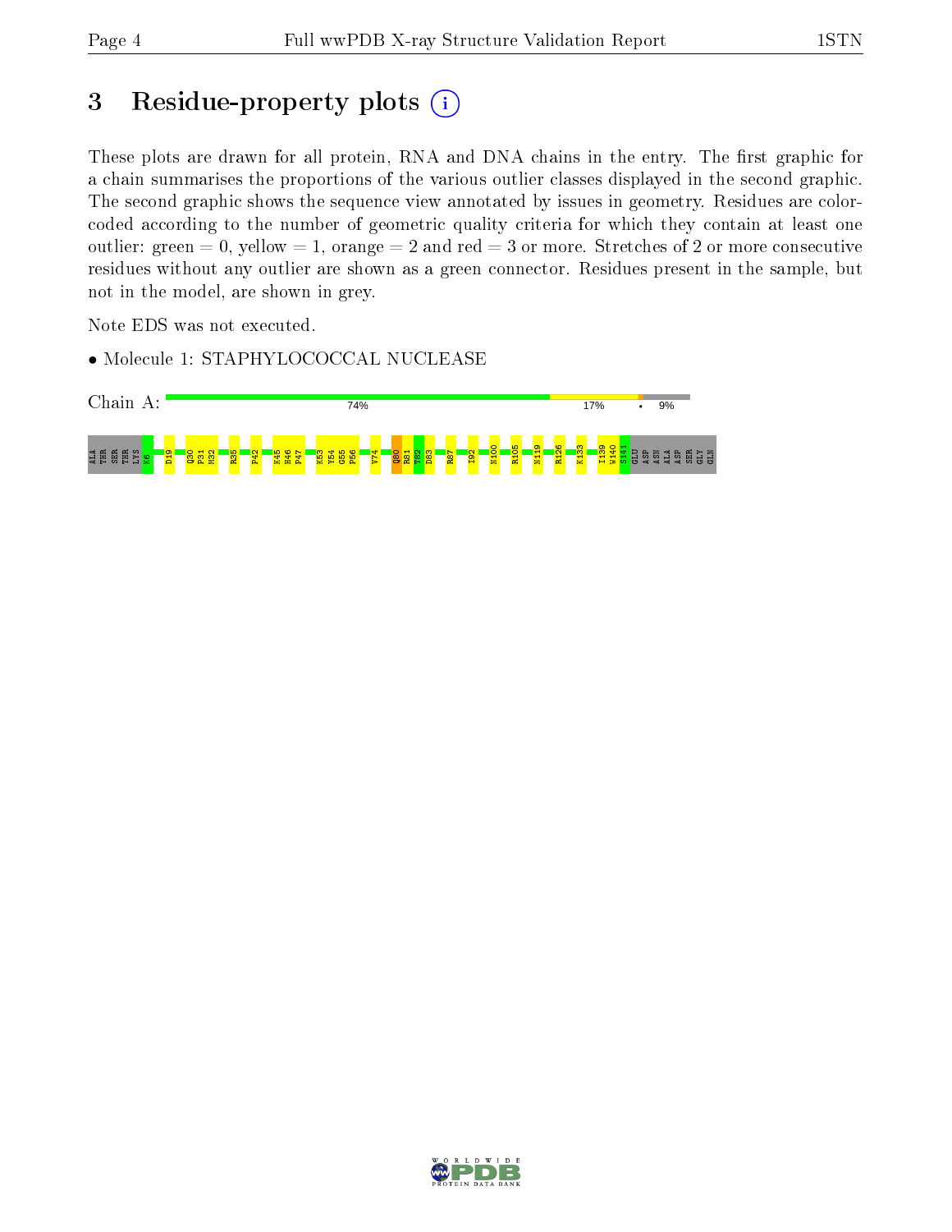# 3 Residue-property plots (i)

These plots are drawn for all protein, RNA and DNA chains in the entry. The first graphic for a chain summarises the proportions of the various outlier classes displayed in the second graphic. The second graphic shows the sequence view annotated by issues in geometry. Residues are color-coded according to the number of geometric quality criteria for which they contain at least one outlier: green = 0, yellow = 1, orange = 2 and red = 3 or more. Stretches of 2 or more consecutive residues without any outlier are shown as a green connector. Residues present in the sample, but not in the model, are shown in grey.

Note EDS was not executed.

- Molecule 1: STAPHYLOCOCCAL NUCLEASE

Chain A: 74% | 17% | • | 9%

ALA THR SER THR LYS K6 D19 Q30 P31 M32 R35 P42 K45 H46 P47 K53 Y54 G55 P56 V74 Q80 R81 T82 D83 R87 I92 N100 R105 N119 R126 K133 I139 W140 S141 GLU ASP ASN ALA ASP SER GLY GLN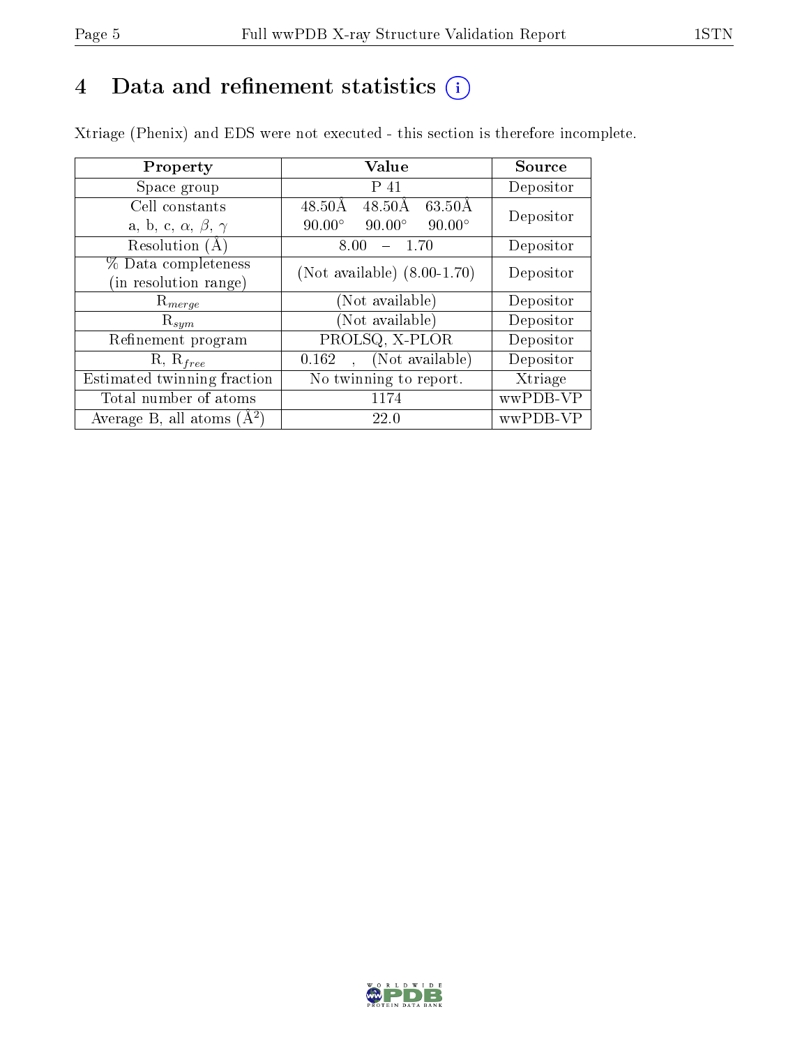# 4 Data and refinement statistics

Xtriage (Phenix) and EDS were not executed - this section is therefore incomplete.

| Property | Value | Source |
|---|---|---|
| Space group | P 41 | Depositor |
| Cell constants<br>a, b, c, $\alpha$, $\beta$, $\gamma$ | 48.50Å 48.50Å 63.50Å<br>90.00° 90.00° 90.00° | Depositor |
| Resolution (Å) | 8.00 – 1.70 | Depositor |
| % Data completeness<br>(in resolution range) | (Not available) (8.00-1.70) | Depositor |
| $R_{merge}$ | (Not available) | Depositor |
| $R_{sym}$ | (Not available) | Depositor |
| Refinement program | PROLSQ, X-PLOR | Depositor |
| R, $R_{free}$ | 0.162 , (Not available) | Depositor |
| Estimated twinning fraction | No twinning to report. | Xtriage |
| Total number of atoms | 1174 | wwPDB-VP |
| Average B, all atoms ($Å^2$) | 22.0 | wwPDB-VP |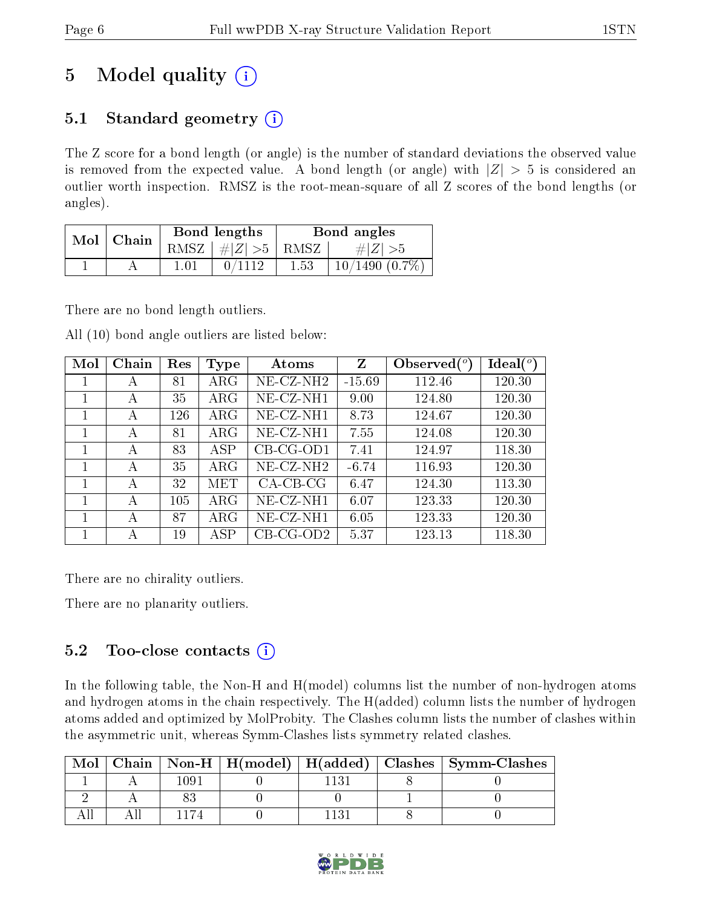# 5 Model quality (i)

## 5.1 Standard geometry (i)

The Z score for a bond length (or angle) is the number of standard deviations the observed value is removed from the expected value. A bond length (or angle) with $|Z| > 5$ is considered an outlier worth inspection. RMSZ is the root-mean-square of all Z scores of the bond lengths (or angles).

| Mol | Chain | Bond lengths | | Bond angles | |
|---|---|---|---|---|---|
| | | RMSZ | $\#|Z|>5$ | RMSZ | $\#|Z|>5$ |
| 1 | A | 1.01 | 0/1112 | 1.53 | 10/1490 (0.7%) |

There are no bond length outliers.

All (10) bond angle outliers are listed below:

| Mol | Chain | Res | Type | Atoms | Z | Observed($^o$) | Ideal($^o$) |
|---|---|---|---|---|---|---|---|
| 1 | A | 81 | ARG | NE-CZ-NH2 | -15.69 | 112.46 | 120.30 |
| 1 | A | 35 | ARG | NE-CZ-NH1 | 9.00 | 124.80 | 120.30 |
| 1 | A | 126 | ARG | NE-CZ-NH1 | 8.73 | 124.67 | 120.30 |
| 1 | A | 81 | ARG | NE-CZ-NH1 | 7.55 | 124.08 | 120.30 |
| 1 | A | 83 | ASP | CB-CG-OD1 | 7.41 | 124.97 | 118.30 |
| 1 | A | 35 | ARG | NE-CZ-NH2 | -6.74 | 116.93 | 120.30 |
| 1 | A | 32 | MET | CA-CB-CG | 6.47 | 124.30 | 113.30 |
| 1 | A | 105 | ARG | NE-CZ-NH1 | 6.07 | 123.33 | 120.30 |
| 1 | A | 87 | ARG | NE-CZ-NH1 | 6.05 | 123.33 | 120.30 |
| 1 | A | 19 | ASP | CB-CG-OD2 | 5.37 | 123.13 | 118.30 |

There are no chirality outliers.

There are no planarity outliers.

## 5.2 Too-close contacts (i)

In the following table, the Non-H and H(model) columns list the number of non-hydrogen atoms and hydrogen atoms in the chain respectively. The H(added) column lists the number of hydrogen atoms added and optimized by MolProbity. The Clashes column lists the number of clashes within the asymmetric unit, whereas Symm-Clashes lists symmetry related clashes.

| Mol | Chain | Non-H | H(model) | H(added) | Clashes | Symm-Clashes |
|---|---|---|---|---|---|---|
| 1 | A | 1091 | 0 | 1131 | 8 | 0 |
| 2 | A | 83 | 0 | 0 | 1 | 0 |
| All | All | 1174 | 0 | 1131 | 8 | 0 |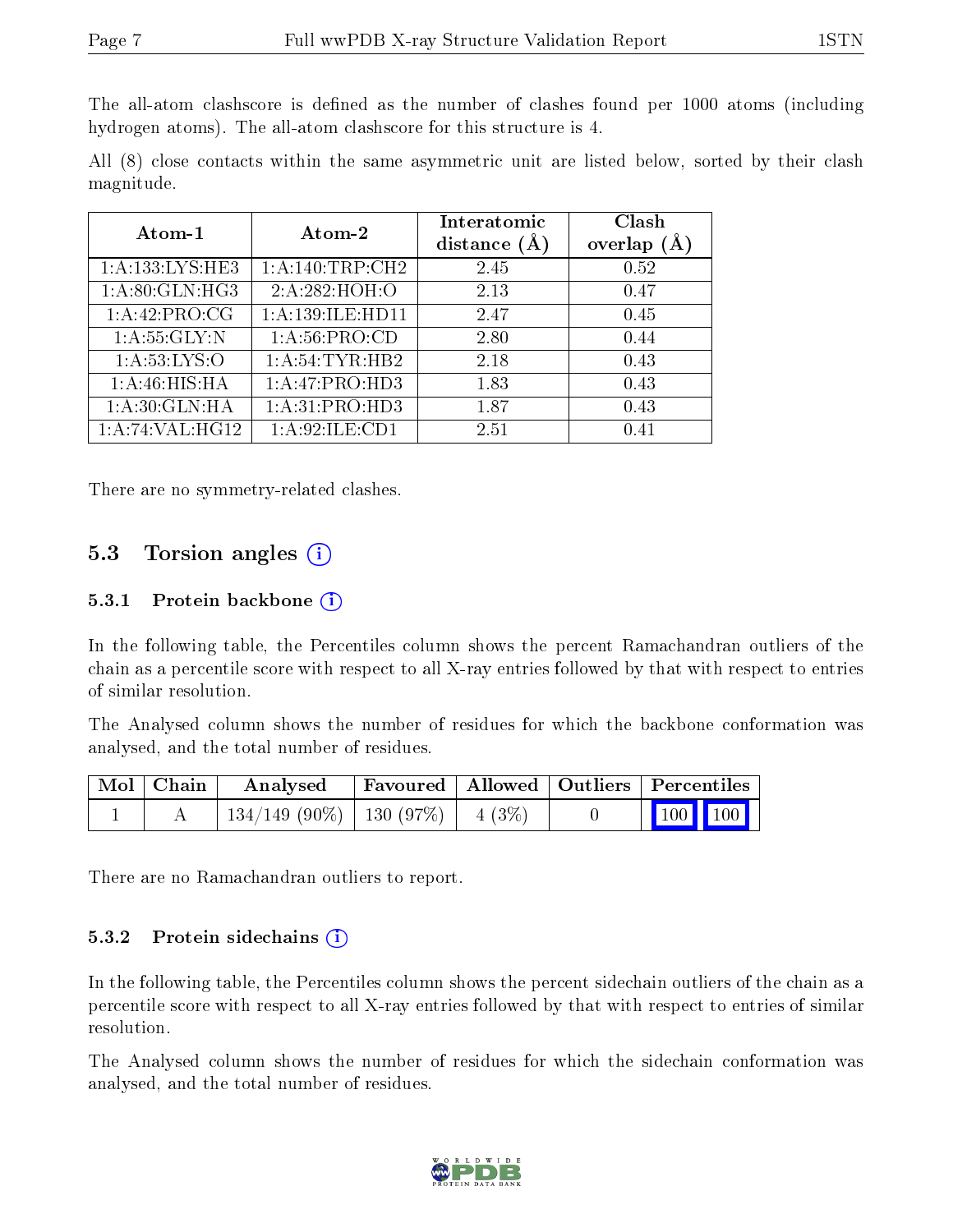The all-atom clashscore is defined as the number of clashes found per 1000 atoms (including hydrogen atoms). The all-atom clashscore for this structure is 4.

All (8) close contacts within the same asymmetric unit are listed below, sorted by their clash magnitude.

| Atom-1 | Atom-2 | Interatomic distance (Å) | Clash overlap (Å) |
|---|---|---|---|
| 1:A:133:LYS:HE3 | 1:A:140:TRP:CH2 | 2.45 | 0.52 |
| 1:A:80:GLN:HG3 | 2:A:282:HOH:O | 2.13 | 0.47 |
| 1:A:42:PRO:CG | 1:A:139:ILE:HD11 | 2.47 | 0.45 |
| 1:A:55:GLY:N | 1:A:56:PRO:CD | 2.80 | 0.44 |
| 1:A:53:LYS:O | 1:A:54:TYR:HB2 | 2.18 | 0.43 |
| 1:A:46:HIS:HA | 1:A:47:PRO:HD3 | 1.83 | 0.43 |
| 1:A:30:GLN:HA | 1:A:31:PRO:HD3 | 1.87 | 0.43 |
| 1:A:74:VAL:HG12 | 1:A:92:ILE:CD1 | 2.51 | 0.41 |

There are no symmetry-related clashes.

## 5.3 Torsion angles

### 5.3.1 Protein backbone

In the following table, the Percentiles column shows the percent Ramachandran outliers of the chain as a percentile score with respect to all X-ray entries followed by that with respect to entries of similar resolution.

The Analysed column shows the number of residues for which the backbone conformation was analysed, and the total number of residues.

| Mol | Chain | Analysed | Favoured | Allowed | Outliers | Percentiles |
|---|---|---|---|---|---|---|
| 1 | A | 134/149 (90%) | 130 (97%) | 4 (3%) | 0 | 100 100 |

There are no Ramachandran outliers to report.

### 5.3.2 Protein sidechains

In the following table, the Percentiles column shows the percent sidechain outliers of the chain as a percentile score with respect to all X-ray entries followed by that with respect to entries of similar resolution.

The Analysed column shows the number of residues for which the sidechain conformation was analysed, and the total number of residues.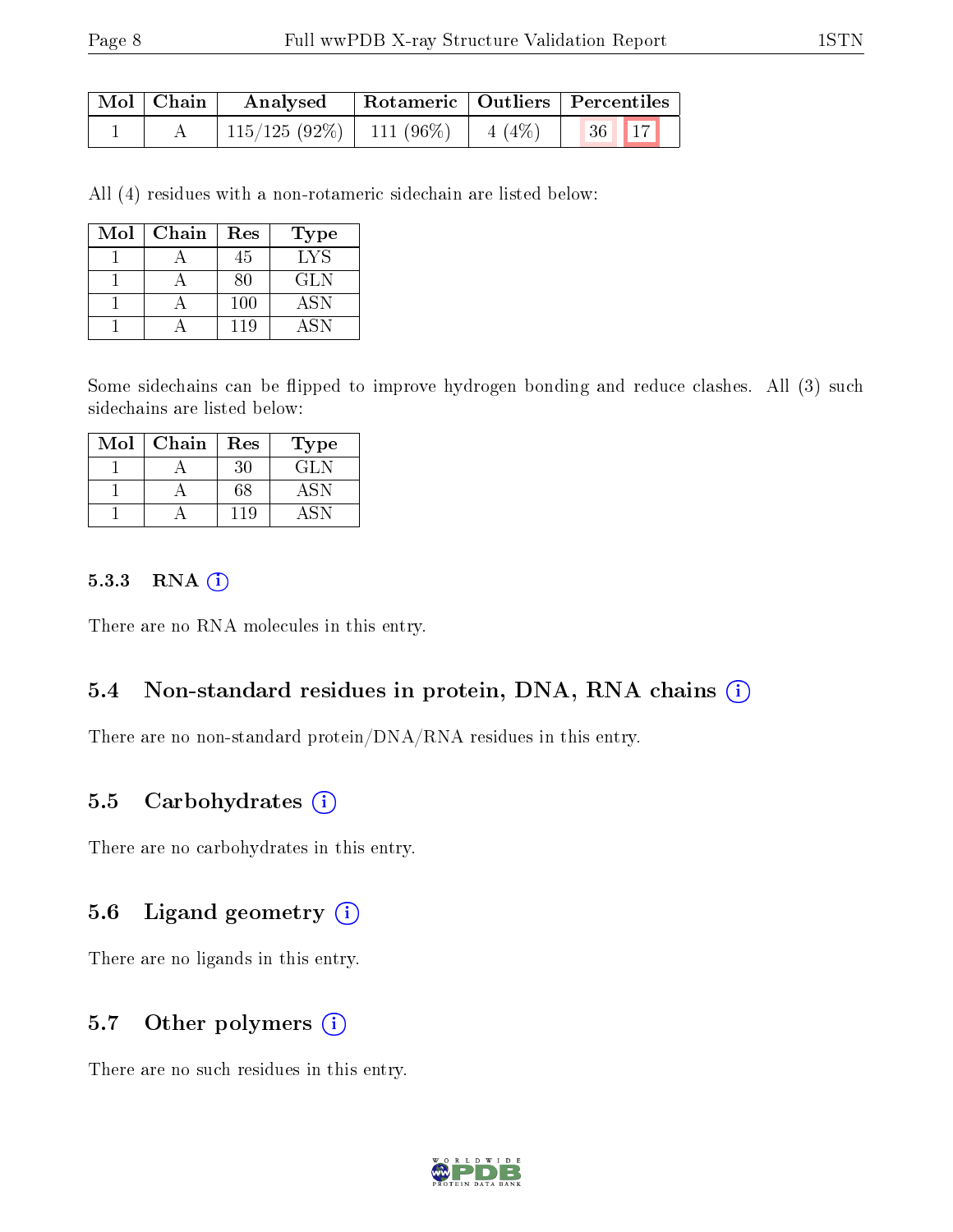| Mol | Chain | Analysed | Rotameric | Outliers | Percentiles | |
|---|---|---|---|---|---|---|
| 1 | A | 115/125 (92%) | 111 (96%) | 4 (4%) | 36 | 17 |

All (4) residues with a non-rotameric sidechain are listed below:

| Mol | Chain | Res | Type |
|---|---|---|---|
| 1 | A | 45 | LYS |
| 1 | A | 80 | GLN |
| 1 | A | 100 | ASN |
| 1 | A | 119 | ASN |

Some sidechains can be flipped to improve hydrogen bonding and reduce clashes. All (3) such sidechains are listed below:

| Mol | Chain | Res | Type |
|---|---|---|---|
| 1 | A | 30 | GLN |
| 1 | A | 68 | ASN |
| 1 | A | 119 | ASN |

#### 5.3.3 RNA

There are no RNA molecules in this entry.

### 5.4 Non-standard residues in protein, DNA, RNA chains

There are no non-standard protein/DNA/RNA residues in this entry.

### 5.5 Carbohydrates

There are no carbohydrates in this entry.

### 5.6 Ligand geometry

There are no ligands in this entry.

### 5.7 Other polymers

There are no such residues in this entry.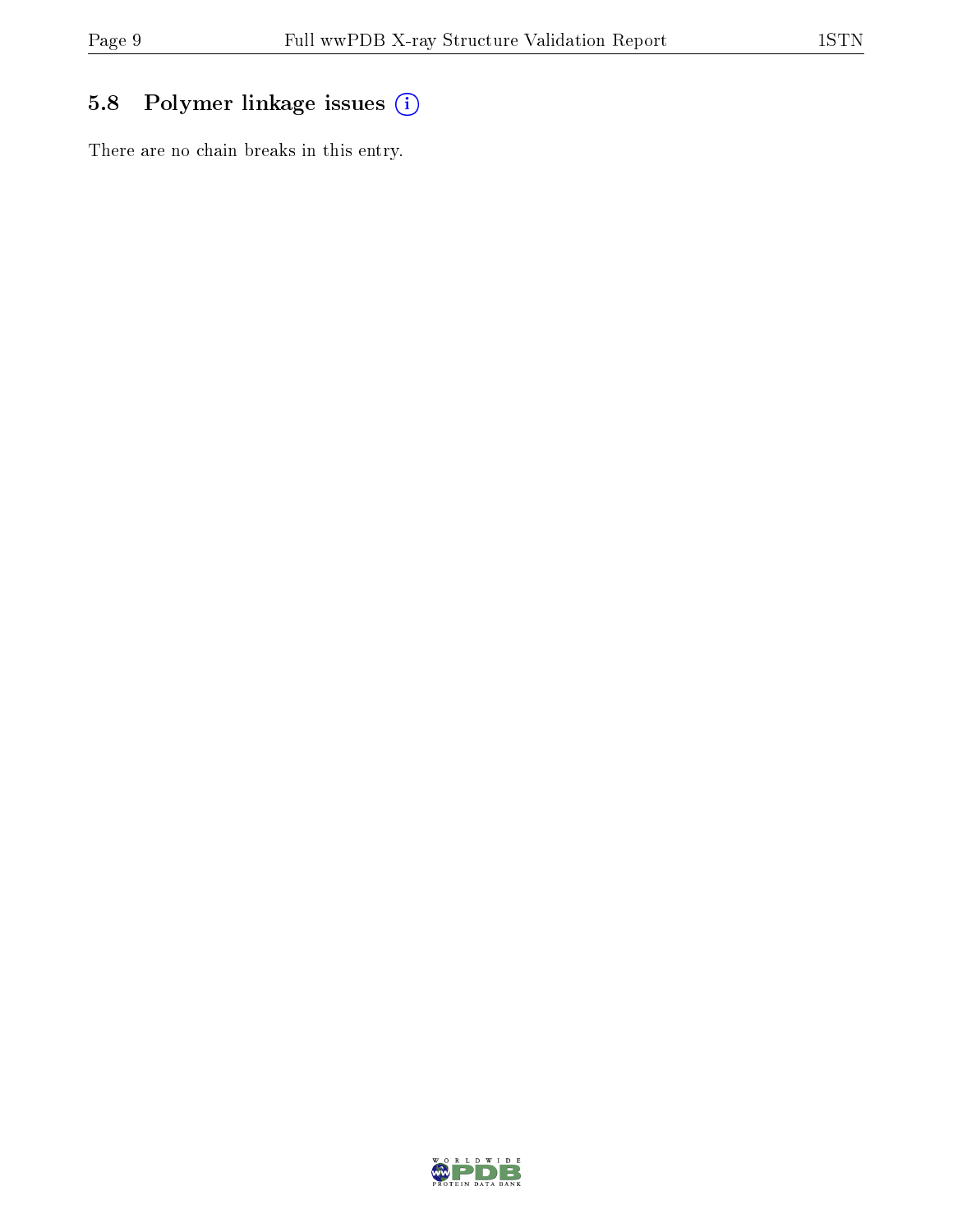## 5.8 Polymer linkage issues

There are no chain breaks in this entry.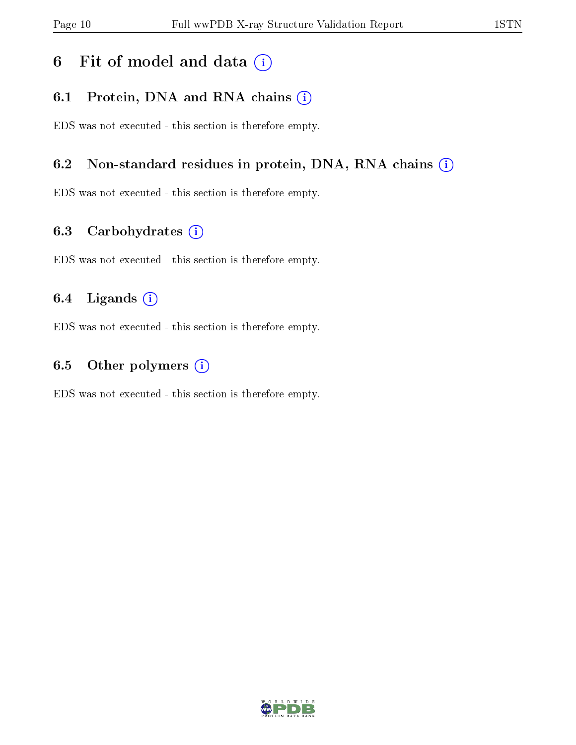# 6 Fit of model and data

## 6.1 Protein, DNA and RNA chains

EDS was not executed - this section is therefore empty.

## 6.2 Non-standard residues in protein, DNA, RNA chains

EDS was not executed - this section is therefore empty.

## 6.3 Carbohydrates

EDS was not executed - this section is therefore empty.

## 6.4 Ligands

EDS was not executed - this section is therefore empty.

## 6.5 Other polymers

EDS was not executed - this section is therefore empty.